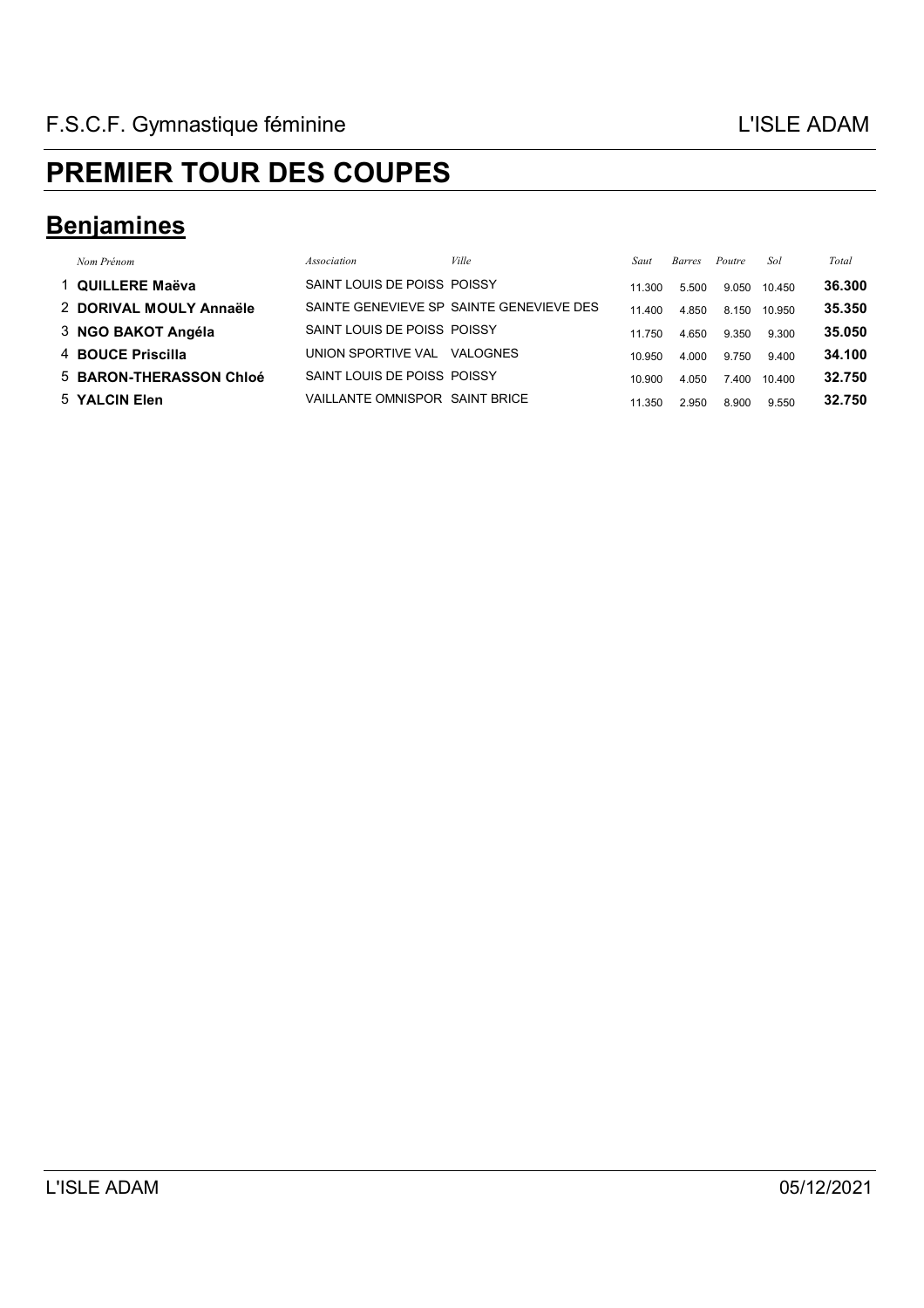F.S.C.F. Gymnastique féminine — L'ISLE ADAM

# PREMIER TOUR DES COUPES

## Benjamines

| | *Nom Prénom* | *Association* | *Ville* | *Saut* | *Barres* | *Poutre* | *Sol* | *Total* |
|---|---|---|---|---|---|---|---|---|
| 1 | **QUILLERE Maëva** | SAINT LOUIS DE POISS | POISSY | 11.300 | 5.500 | 9.050 | 10.450 | **36.300** |
| 2 | **DORIVAL MOULY Annaële** | SAINTE GENEVIEVE SP | SAINTE GENEVIEVE DES | 11.400 | 4.850 | 8.150 | 10.950 | **35.350** |
| 3 | **NGO BAKOT Angéla** | SAINT LOUIS DE POISS | POISSY | 11.750 | 4.650 | 9.350 | 9.300 | **35.050** |
| 4 | **BOUCE Priscilla** | UNION SPORTIVE VAL | VALOGNES | 10.950 | 4.000 | 9.750 | 9.400 | **34.100** |
| 5 | **BARON-THERASSON Chloé** | SAINT LOUIS DE POISS | POISSY | 10.900 | 4.050 | 7.400 | 10.400 | **32.750** |
| 5 | **YALCIN Elen** | VAILLANTE OMNISPOR | SAINT BRICE | 11.350 | 2.950 | 8.900 | 9.550 | **32.750** |

L'ISLE ADAM — 05/12/2021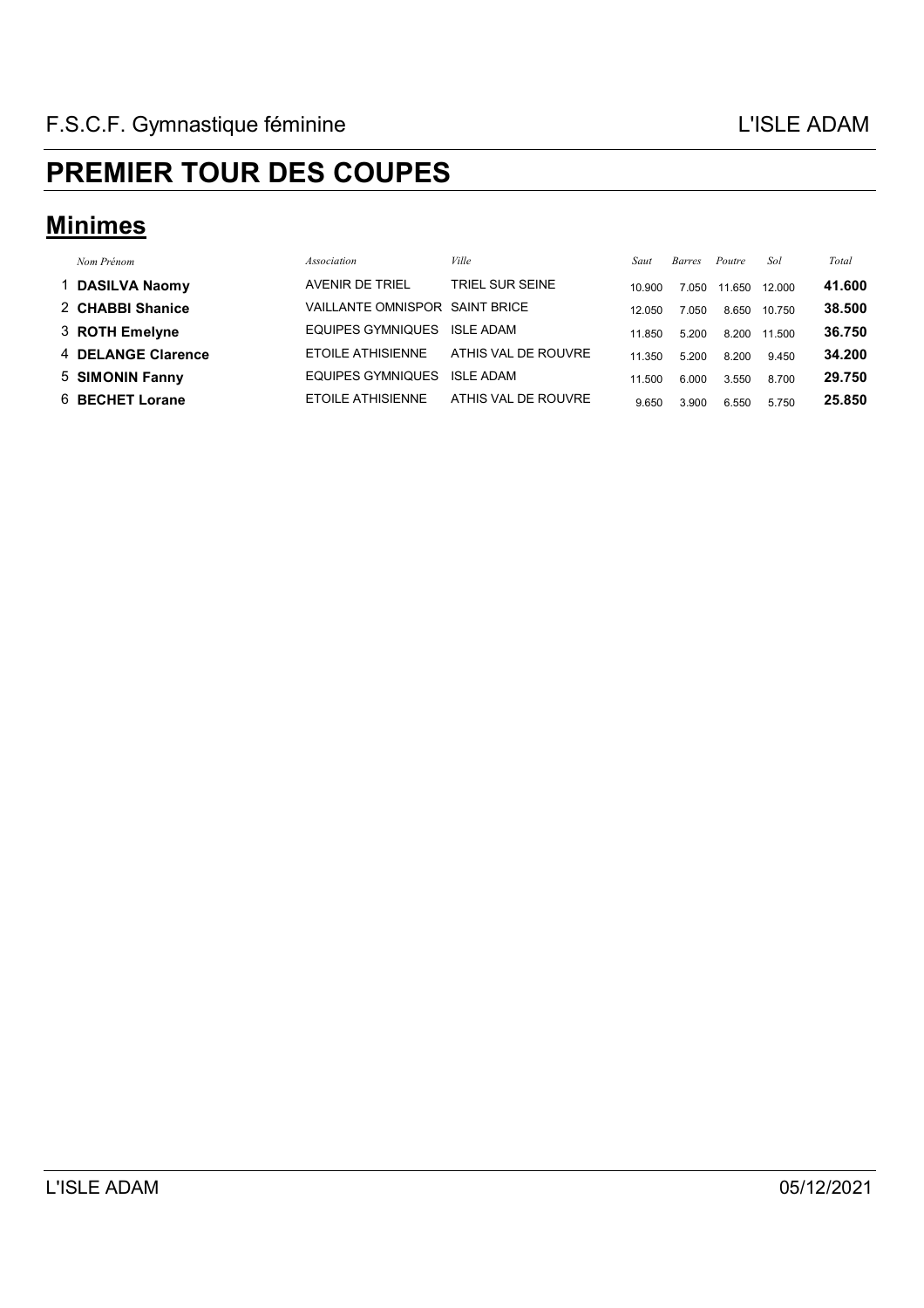F.S.C.F. Gymnastique féminine — L'ISLE ADAM

# PREMIER TOUR DES COUPES

## Minimes

| | *Nom Prénom* | *Association* | *Ville* | *Saut* | *Barres* | *Poutre* | *Sol* | *Total* |
|---|---|---|---|---|---|---|---|---|
| 1 | **DASILVA Naomy** | AVENIR DE TRIEL | TRIEL SUR SEINE | 10.900 | 7.050 | 11.650 | 12.000 | **41.600** |
| 2 | **CHABBI Shanice** | VAILLANTE OMNISPOR | SAINT BRICE | 12.050 | 7.050 | 8.650 | 10.750 | **38.500** |
| 3 | **ROTH Emelyne** | EQUIPES GYMNIQUES | ISLE ADAM | 11.850 | 5.200 | 8.200 | 11.500 | **36.750** |
| 4 | **DELANGE Clarence** | ETOILE ATHISIENNE | ATHIS VAL DE ROUVRE | 11.350 | 5.200 | 8.200 | 9.450 | **34.200** |
| 5 | **SIMONIN Fanny** | EQUIPES GYMNIQUES | ISLE ADAM | 11.500 | 6.000 | 3.550 | 8.700 | **29.750** |
| 6 | **BECHET Lorane** | ETOILE ATHISIENNE | ATHIS VAL DE ROUVRE | 9.650 | 3.900 | 6.550 | 5.750 | **25.850** |

L'ISLE ADAM — 05/12/2021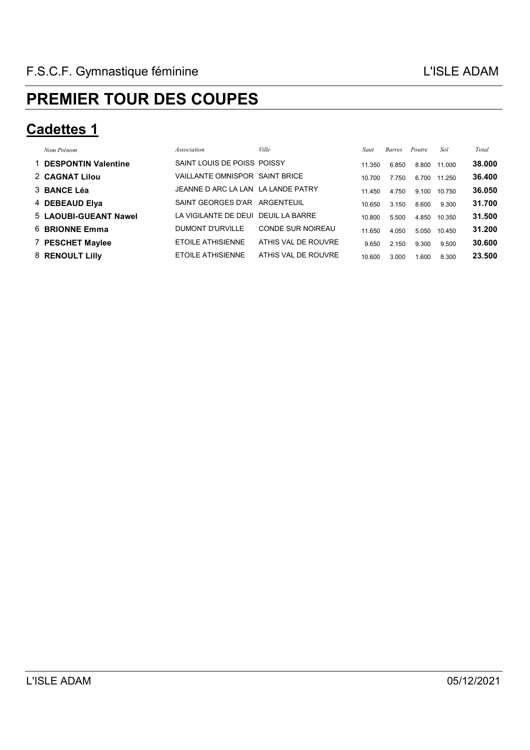F.S.C.F. Gymnastique féminine — L'ISLE ADAM

# PREMIER TOUR DES COUPES

## Cadettes 1

| | Nom Prénom | Association | Ville | Saut | Barres | Poutre | Sol | Total |
|---|---|---|---|---|---|---|---|---|
| 1 | **DESPONTIN Valentine** | SAINT LOUIS DE POISS | POISSY | 11.350 | 6.850 | 8.800 | 11.000 | **38.000** |
| 2 | **CAGNAT Lilou** | VAILLANTE OMNISPOR | SAINT BRICE | 10.700 | 7.750 | 6.700 | 11.250 | **36.400** |
| 3 | **BANCE Léa** | JEANNE D ARC LA LAN | LA LANDE PATRY | 11.450 | 4.750 | 9.100 | 10.750 | **36.050** |
| 4 | **DEBEAUD Elya** | SAINT GEORGES D'AR | ARGENTEUIL | 10.650 | 3.150 | 8.600 | 9.300 | **31.700** |
| 5 | **LAOUBI-GUEANT Nawel** | LA VIGILANTE DE DEUI | DEUIL LA BARRE | 10.800 | 5.500 | 4.850 | 10.350 | **31.500** |
| 6 | **BRIONNE Emma** | DUMONT D'URVILLE | CONDE SUR NOIREAU | 11.650 | 4.050 | 5.050 | 10.450 | **31.200** |
| 7 | **PESCHET Maylee** | ETOILE ATHISIENNE | ATHIS VAL DE ROUVRE | 9.650 | 2.150 | 9.300 | 9.500 | **30.600** |
| 8 | **RENOULT Lilly** | ETOILE ATHISIENNE | ATHIS VAL DE ROUVRE | 10.600 | 3.000 | 1.600 | 8.300 | **23.500** |

L'ISLE ADAM — 05/12/2021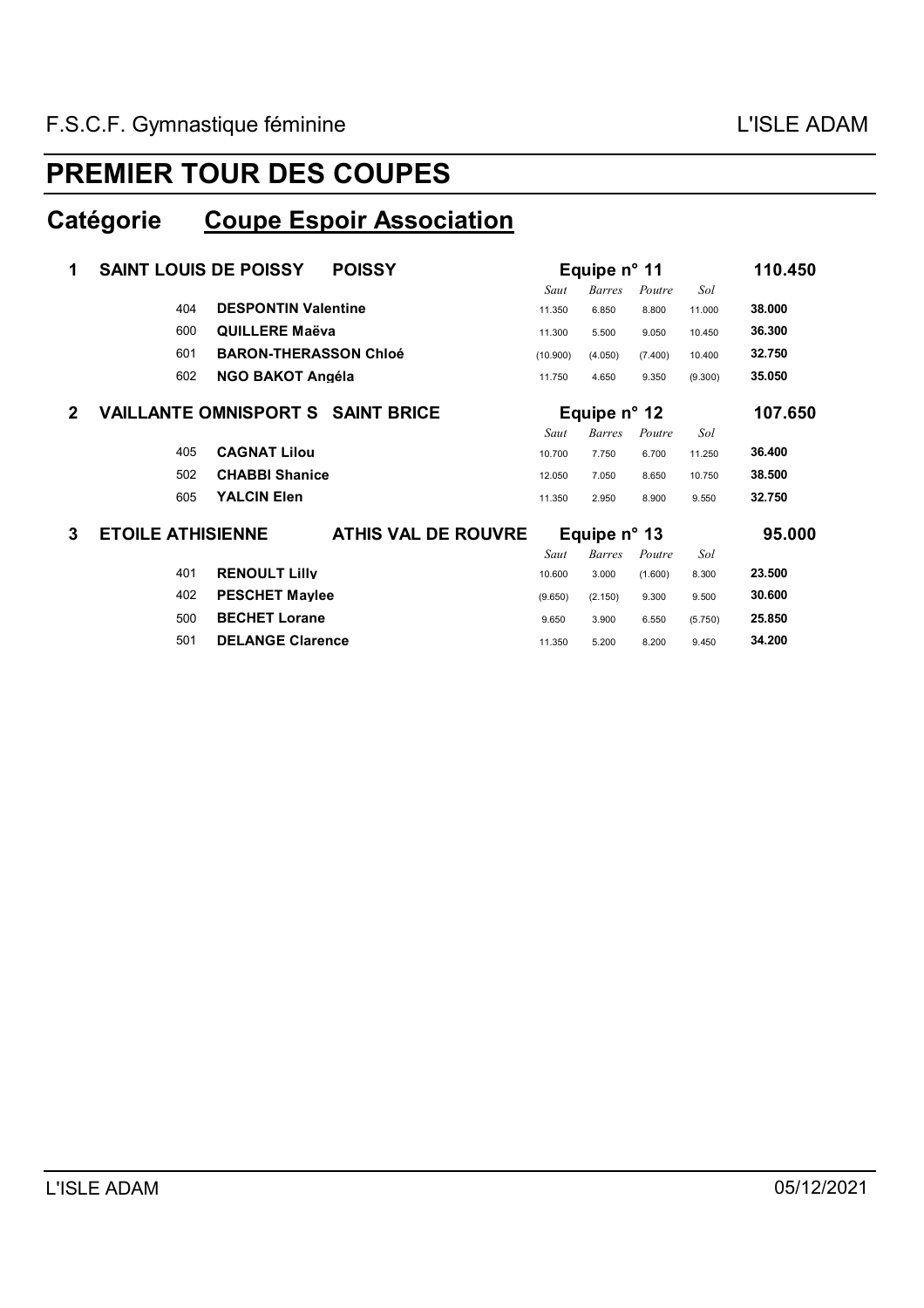F.S.C.F. Gymnastique féminine — L'ISLE ADAM

# PREMIER TOUR DES COUPES

## Catégorie Coupe Espoir Association

| Rang | Association | Ville | Équipe | | | | Total |
|---|---|---|---|---|---|---|---|
| **1** | **SAINT LOUIS DE POISSY** | **POISSY** | **Equipe n° 11** | | | | **110.450** |
| | | | *Saut* | *Barres* | *Poutre* | *Sol* | |
| 404 | **DESPONTIN Valentine** | | 11.350 | 6.850 | 8.800 | 11.000 | **38.000** |
| 600 | **QUILLERE Maëva** | | 11.300 | 5.500 | 9.050 | 10.450 | **36.300** |
| 601 | **BARON-THERASSON Chloé** | | (10.900) | (4.050) | (7.400) | 10.400 | **32.750** |
| 602 | **NGO BAKOT Angéla** | | 11.750 | 4.650 | 9.350 | (9.300) | **35.050** |
| **2** | **VAILLANTE OMNISPORT S** | **SAINT BRICE** | **Equipe n° 12** | | | | **107.650** |
| | | | *Saut* | *Barres* | *Poutre* | *Sol* | |
| 405 | **CAGNAT Lilou** | | 10.700 | 7.750 | 6.700 | 11.250 | **36.400** |
| 502 | **CHABBI Shanice** | | 12.050 | 7.050 | 8.650 | 10.750 | **38.500** |
| 605 | **YALCIN Elen** | | 11.350 | 2.950 | 8.900 | 9.550 | **32.750** |
| **3** | **ETOILE ATHISIENNE** | **ATHIS VAL DE ROUVRE** | **Equipe n° 13** | | | | **95.000** |
| | | | *Saut* | *Barres* | *Poutre* | *Sol* | |
| 401 | **RENOULT Lilly** | | 10.600 | 3.000 | (1.600) | 8.300 | **23.500** |
| 402 | **PESCHET Maylee** | | (9.650) | (2.150) | 9.300 | 9.500 | **30.600** |
| 500 | **BECHET Lorane** | | 9.650 | 3.900 | 6.550 | (5.750) | **25.850** |
| 501 | **DELANGE Clarence** | | 11.350 | 5.200 | 8.200 | 9.450 | **34.200** |

L'ISLE ADAM — 05/12/2021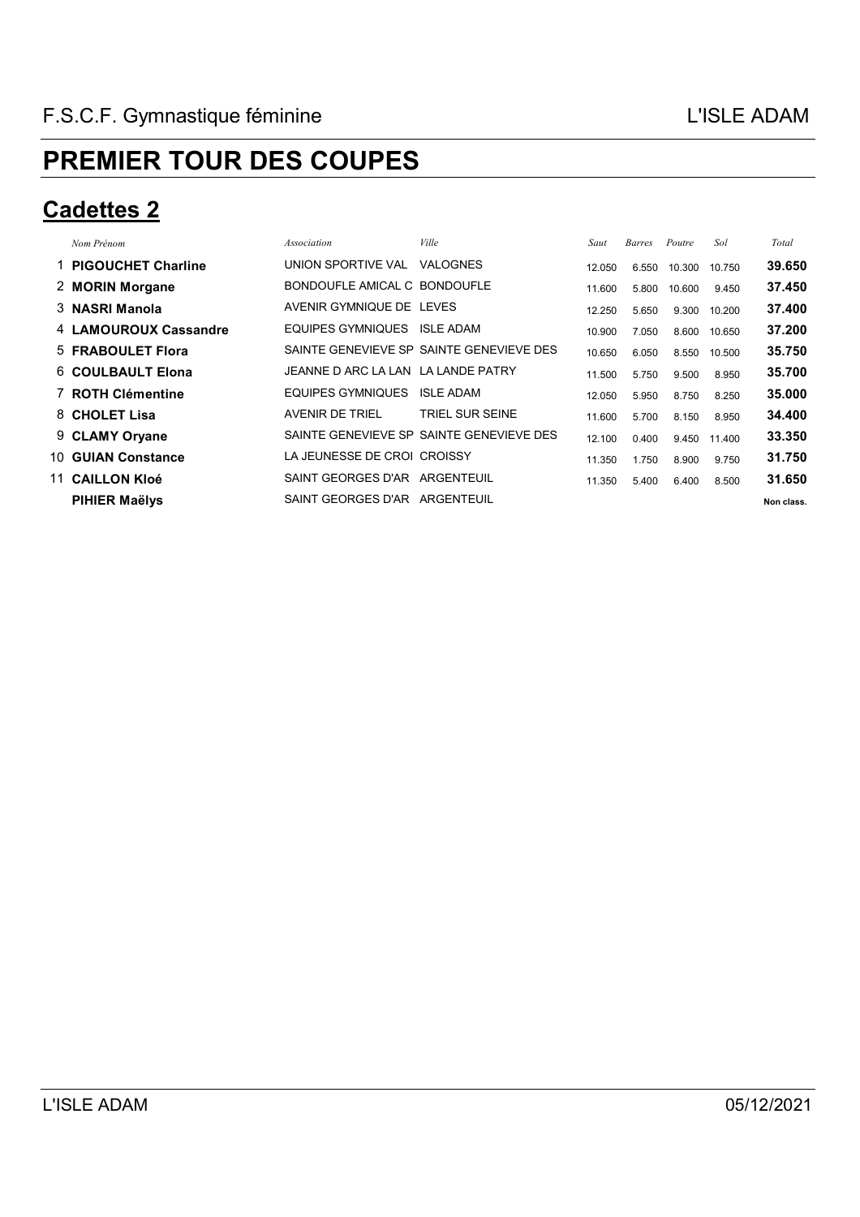F.S.C.F. Gymnastique féminine — L'ISLE ADAM

# PREMIER TOUR DES COUPES

## Cadettes 2

| | Nom Prénom | Association | Ville | Saut | Barres | Poutre | Sol | Total |
|---|---|---|---|---|---|---|---|---|
| 1 | **PIGOUCHET Charline** | UNION SPORTIVE VAL | VALOGNES | 12.050 | 6.550 | 10.300 | 10.750 | **39.650** |
| 2 | **MORIN Morgane** | BONDOUFLE AMICAL C | BONDOUFLE | 11.600 | 5.800 | 10.600 | 9.450 | **37.450** |
| 3 | **NASRI Manola** | AVENIR GYMNIQUE DE | LEVES | 12.250 | 5.650 | 9.300 | 10.200 | **37.400** |
| 4 | **LAMOUROUX Cassandre** | EQUIPES GYMNIQUES | ISLE ADAM | 10.900 | 7.050 | 8.600 | 10.650 | **37.200** |
| 5 | **FRABOULET Flora** | SAINTE GENEVIEVE SP | SAINTE GENEVIEVE DES | 10.650 | 6.050 | 8.550 | 10.500 | **35.750** |
| 6 | **COULBAULT Elona** | JEANNE D ARC LA LAN | LA LANDE PATRY | 11.500 | 5.750 | 9.500 | 8.950 | **35.700** |
| 7 | **ROTH Clémentine** | EQUIPES GYMNIQUES | ISLE ADAM | 12.050 | 5.950 | 8.750 | 8.250 | **35.000** |
| 8 | **CHOLET Lisa** | AVENIR DE TRIEL | TRIEL SUR SEINE | 11.600 | 5.700 | 8.150 | 8.950 | **34.400** |
| 9 | **CLAMY Oryane** | SAINTE GENEVIEVE SP | SAINTE GENEVIEVE DES | 12.100 | 0.400 | 9.450 | 11.400 | **33.350** |
| 10 | **GUIAN Constance** | LA JEUNESSE DE CROI | CROISSY | 11.350 | 1.750 | 8.900 | 9.750 | **31.750** |
| 11 | **CAILLON Kloé** | SAINT GEORGES D'AR | ARGENTEUIL | 11.350 | 5.400 | 6.400 | 8.500 | **31.650** |
| | **PIHIER Maëlys** | SAINT GEORGES D'AR | ARGENTEUIL | | | | | **Non class.** |

L'ISLE ADAM — 05/12/2021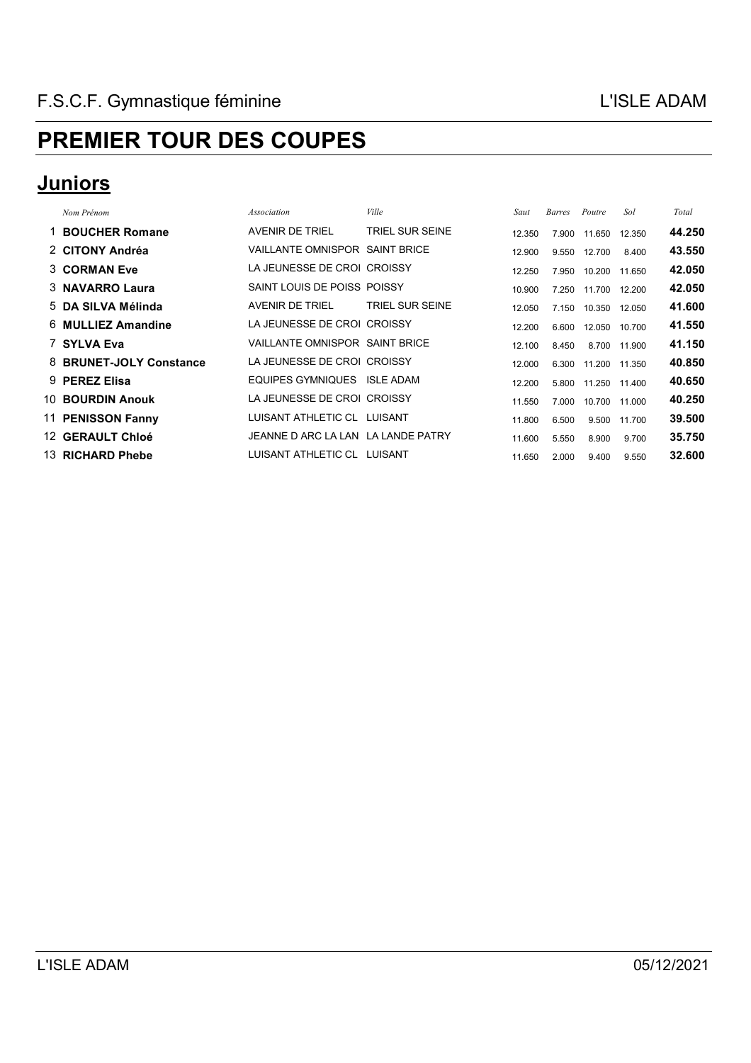F.S.C.F. Gymnastique féminine — L'ISLE ADAM

# PREMIER TOUR DES COUPES

## Juniors

| | Nom Prénom | Association | Ville | Saut | Barres | Poutre | Sol | Total |
|---|---|---|---|---|---|---|---|---|
| 1 | **BOUCHER Romane** | AVENIR DE TRIEL | TRIEL SUR SEINE | 12.350 | 7.900 | 11.650 | 12.350 | **44.250** |
| 2 | **CITONY Andréa** | VAILLANTE OMNISPOR | SAINT BRICE | 12.900 | 9.550 | 12.700 | 8.400 | **43.550** |
| 3 | **CORMAN Eve** | LA JEUNESSE DE CROI | CROISSY | 12.250 | 7.950 | 10.200 | 11.650 | **42.050** |
| 3 | **NAVARRO Laura** | SAINT LOUIS DE POISS | POISSY | 10.900 | 7.250 | 11.700 | 12.200 | **42.050** |
| 5 | **DA SILVA Mélinda** | AVENIR DE TRIEL | TRIEL SUR SEINE | 12.050 | 7.150 | 10.350 | 12.050 | **41.600** |
| 6 | **MULLIEZ Amandine** | LA JEUNESSE DE CROI | CROISSY | 12.200 | 6.600 | 12.050 | 10.700 | **41.550** |
| 7 | **SYLVA Eva** | VAILLANTE OMNISPOR | SAINT BRICE | 12.100 | 8.450 | 8.700 | 11.900 | **41.150** |
| 8 | **BRUNET-JOLY Constance** | LA JEUNESSE DE CROI | CROISSY | 12.000 | 6.300 | 11.200 | 11.350 | **40.850** |
| 9 | **PEREZ Elisa** | EQUIPES GYMNIQUES | ISLE ADAM | 12.200 | 5.800 | 11.250 | 11.400 | **40.650** |
| 10 | **BOURDIN Anouk** | LA JEUNESSE DE CROI | CROISSY | 11.550 | 7.000 | 10.700 | 11.000 | **40.250** |
| 11 | **PENISSON Fanny** | LUISANT ATHLETIC CL | LUISANT | 11.800 | 6.500 | 9.500 | 11.700 | **39.500** |
| 12 | **GERAULT Chloé** | JEANNE D ARC LA LAN | LA LANDE PATRY | 11.600 | 5.550 | 8.900 | 9.700 | **35.750** |
| 13 | **RICHARD Phebe** | LUISANT ATHLETIC CL | LUISANT | 11.650 | 2.000 | 9.400 | 9.550 | **32.600** |

L'ISLE ADAM — 05/12/2021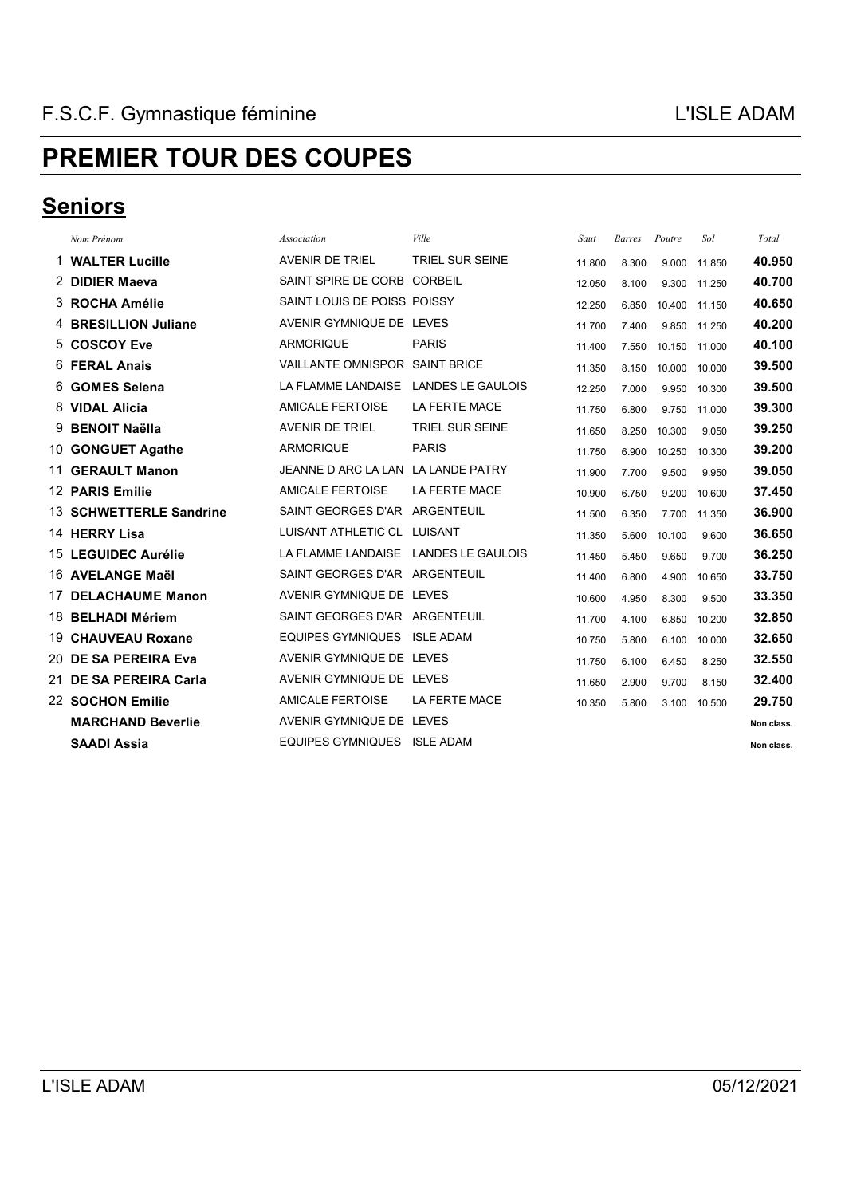F.S.C.F. Gymnastique féminine — L'ISLE ADAM

# PREMIER TOUR DES COUPES

## Seniors

| | Nom Prénom | Association | Ville | Saut | Barres | Poutre | Sol | Total |
|---|---|---|---|---|---|---|---|---|
| 1 | **WALTER Lucille** | AVENIR DE TRIEL | TRIEL SUR SEINE | 11.800 | 8.300 | 9.000 | 11.850 | **40.950** |
| 2 | **DIDIER Maeva** | SAINT SPIRE DE CORB | CORBEIL | 12.050 | 8.100 | 9.300 | 11.250 | **40.700** |
| 3 | **ROCHA Amélie** | SAINT LOUIS DE POISS | POISSY | 12.250 | 6.850 | 10.400 | 11.150 | **40.650** |
| 4 | **BRESILLION Juliane** | AVENIR GYMNIQUE DE | LEVES | 11.700 | 7.400 | 9.850 | 11.250 | **40.200** |
| 5 | **COSCOY Eve** | ARMORIQUE | PARIS | 11.400 | 7.550 | 10.150 | 11.000 | **40.100** |
| 6 | **FERAL Anais** | VAILLANTE OMNISPOR | SAINT BRICE | 11.350 | 8.150 | 10.000 | 10.000 | **39.500** |
| 6 | **GOMES Selena** | LA FLAMME LANDAISE | LANDES LE GAULOIS | 12.250 | 7.000 | 9.950 | 10.300 | **39.500** |
| 8 | **VIDAL Alicia** | AMICALE FERTOISE | LA FERTE MACE | 11.750 | 6.800 | 9.750 | 11.000 | **39.300** |
| 9 | **BENOIT Naëlla** | AVENIR DE TRIEL | TRIEL SUR SEINE | 11.650 | 8.250 | 10.300 | 9.050 | **39.250** |
| 10 | **GONGUET Agathe** | ARMORIQUE | PARIS | 11.750 | 6.900 | 10.250 | 10.300 | **39.200** |
| 11 | **GERAULT Manon** | JEANNE D ARC LA LAN | LA LANDE PATRY | 11.900 | 7.700 | 9.500 | 9.950 | **39.050** |
| 12 | **PARIS Emilie** | AMICALE FERTOISE | LA FERTE MACE | 10.900 | 6.750 | 9.200 | 10.600 | **37.450** |
| 13 | **SCHWETTERLE Sandrine** | SAINT GEORGES D'AR | ARGENTEUIL | 11.500 | 6.350 | 7.700 | 11.350 | **36.900** |
| 14 | **HERRY Lisa** | LUISANT ATHLETIC CL | LUISANT | 11.350 | 5.600 | 10.100 | 9.600 | **36.650** |
| 15 | **LEGUIDEC Aurélie** | LA FLAMME LANDAISE | LANDES LE GAULOIS | 11.450 | 5.450 | 9.650 | 9.700 | **36.250** |
| 16 | **AVELANGE Maël** | SAINT GEORGES D'AR | ARGENTEUIL | 11.400 | 6.800 | 4.900 | 10.650 | **33.750** |
| 17 | **DELACHAUME Manon** | AVENIR GYMNIQUE DE | LEVES | 10.600 | 4.950 | 8.300 | 9.500 | **33.350** |
| 18 | **BELHADI Mériem** | SAINT GEORGES D'AR | ARGENTEUIL | 11.700 | 4.100 | 6.850 | 10.200 | **32.850** |
| 19 | **CHAUVEAU Roxane** | EQUIPES GYMNIQUES | ISLE ADAM | 10.750 | 5.800 | 6.100 | 10.000 | **32.650** |
| 20 | **DE SA PEREIRA Eva** | AVENIR GYMNIQUE DE | LEVES | 11.750 | 6.100 | 6.450 | 8.250 | **32.550** |
| 21 | **DE SA PEREIRA Carla** | AVENIR GYMNIQUE DE | LEVES | 11.650 | 2.900 | 9.700 | 8.150 | **32.400** |
| 22 | **SOCHON Emilie** | AMICALE FERTOISE | LA FERTE MACE | 10.350 | 5.800 | 3.100 | 10.500 | **29.750** |
| | **MARCHAND Beverlie** | AVENIR GYMNIQUE DE | LEVES | | | | | **Non class.** |
| | **SAADI Assia** | EQUIPES GYMNIQUES | ISLE ADAM | | | | | **Non class.** |

L'ISLE ADAM — 05/12/2021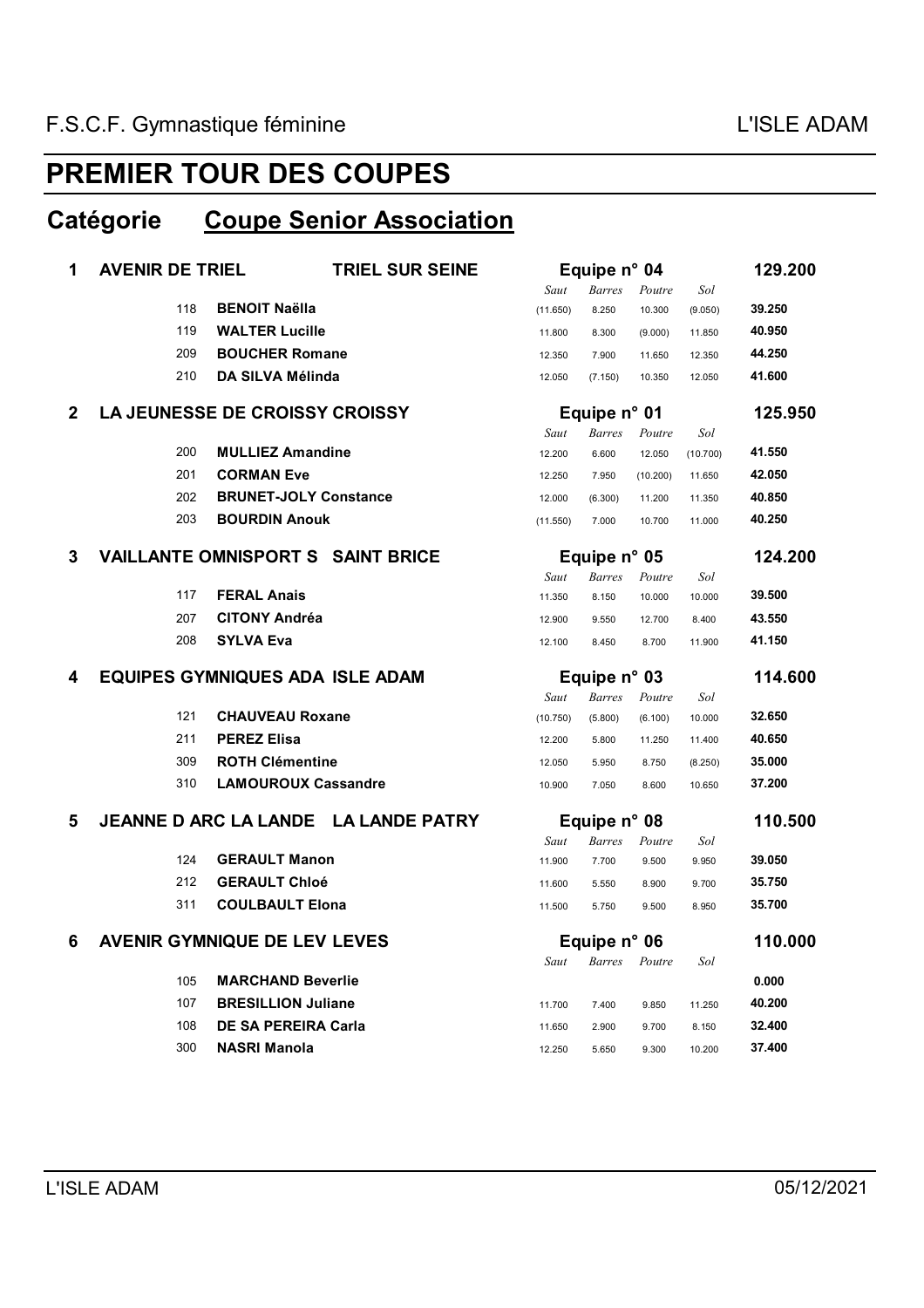F.S.C.F. Gymnastique féminine — L'ISLE ADAM

# PREMIER TOUR DES COUPES

## Catégorie Coupe Senior Association

**1 AVENIR DE TRIEL — TRIEL SUR SEINE — Equipe n° 04 — 129.200**

| N° | Nom | Saut | Barres | Poutre | Sol | Total |
|---|---|---|---|---|---|---|
| 118 | **BENOIT Naëlla** | (11.650) | 8.250 | 10.300 | (9.050) | 39.250 |
| 119 | **WALTER Lucille** | 11.800 | 8.300 | (9.000) | 11.850 | 40.950 |
| 209 | **BOUCHER Romane** | 12.350 | 7.900 | 11.650 | 12.350 | 44.250 |
| 210 | **DA SILVA Mélinda** | 12.050 | (7.150) | 10.350 | 12.050 | 41.600 |

**2 LA JEUNESSE DE CROISSY CROISSY — Equipe n° 01 — 125.950**

| N° | Nom | Saut | Barres | Poutre | Sol | Total |
|---|---|---|---|---|---|---|
| 200 | **MULLIEZ Amandine** | 12.200 | 6.600 | 12.050 | (10.700) | 41.550 |
| 201 | **CORMAN Eve** | 12.250 | 7.950 | (10.200) | 11.650 | 42.050 |
| 202 | **BRUNET-JOLY Constance** | 12.000 | (6.300) | 11.200 | 11.350 | 40.850 |
| 203 | **BOURDIN Anouk** | (11.550) | 7.000 | 10.700 | 11.000 | 40.250 |

**3 VAILLANTE OMNISPORT S SAINT BRICE — Equipe n° 05 — 124.200**

| N° | Nom | Saut | Barres | Poutre | Sol | Total |
|---|---|---|---|---|---|---|
| 117 | **FERAL Anais** | 11.350 | 8.150 | 10.000 | 10.000 | 39.500 |
| 207 | **CITONY Andréa** | 12.900 | 9.550 | 12.700 | 8.400 | 43.550 |
| 208 | **SYLVA Eva** | 12.100 | 8.450 | 8.700 | 11.900 | 41.150 |

**4 EQUIPES GYMNIQUES ADA ISLE ADAM — Equipe n° 03 — 114.600**

| N° | Nom | Saut | Barres | Poutre | Sol | Total |
|---|---|---|---|---|---|---|
| 121 | **CHAUVEAU Roxane** | (10.750) | (5.800) | (6.100) | 10.000 | 32.650 |
| 211 | **PEREZ Elisa** | 12.200 | 5.800 | 11.250 | 11.400 | 40.650 |
| 309 | **ROTH Clémentine** | 12.050 | 5.950 | 8.750 | (8.250) | 35.000 |
| 310 | **LAMOUROUX Cassandre** | 10.900 | 7.050 | 8.600 | 10.650 | 37.200 |

**5 JEANNE D ARC LA LANDE — LA LANDE PATRY — Equipe n° 08 — 110.500**

| N° | Nom | Saut | Barres | Poutre | Sol | Total |
|---|---|---|---|---|---|---|
| 124 | **GERAULT Manon** | 11.900 | 7.700 | 9.500 | 9.950 | 39.050 |
| 212 | **GERAULT Chloé** | 11.600 | 5.550 | 8.900 | 9.700 | 35.750 |
| 311 | **COULBAULT Elona** | 11.500 | 5.750 | 9.500 | 8.950 | 35.700 |

**6 AVENIR GYMNIQUE DE LEV LEVES — Equipe n° 06 — 110.000**

| N° | Nom | Saut | Barres | Poutre | Sol | Total |
|---|---|---|---|---|---|---|
| 105 | **MARCHAND Beverlie** | | | | | 0.000 |
| 107 | **BRESILLION Juliane** | 11.700 | 7.400 | 9.850 | 11.250 | 40.200 |
| 108 | **DE SA PEREIRA Carla** | 11.650 | 2.900 | 9.700 | 8.150 | 32.400 |
| 300 | **NASRI Manola** | 12.250 | 5.650 | 9.300 | 10.200 | 37.400 |

L'ISLE ADAM — 05/12/2021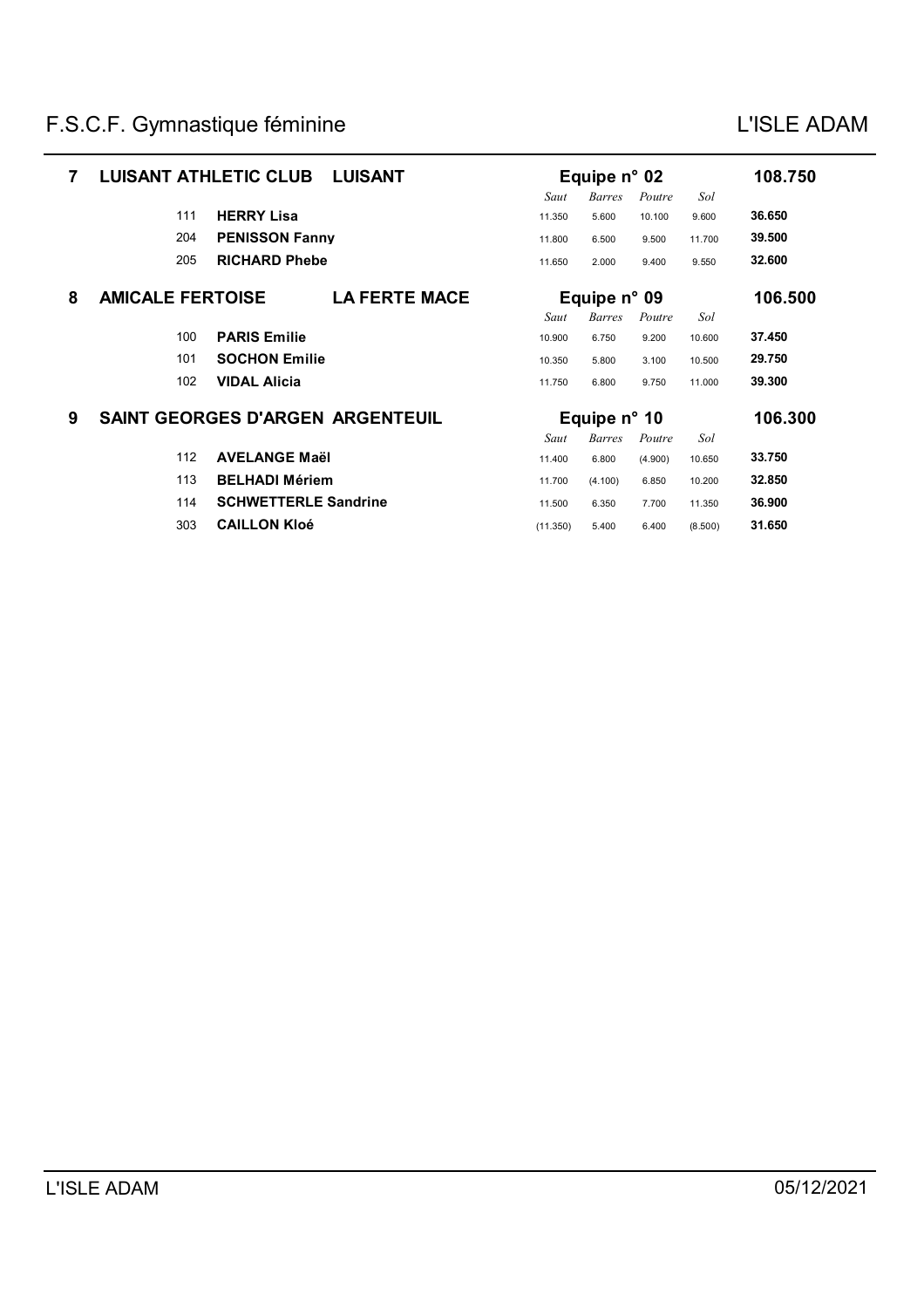| | | | Saut | Barres | Poutre | Sol | |
|---|---|---|---|---|---|---|---|
| **7** | **LUISANT ATHLETIC CLUB LUISANT** | **Equipe n° 02** | | | | | **108.750** |
| | 111 | **HERRY Lisa** | 11.350 | 5.600 | 10.100 | 9.600 | **36.650** |
| | 204 | **PENISSON Fanny** | 11.800 | 6.500 | 9.500 | 11.700 | **39.500** |
| | 205 | **RICHARD Phebe** | 11.650 | 2.000 | 9.400 | 9.550 | **32.600** |
| **8** | **AMICALE FERTOISE LA FERTE MACE** | **Equipe n° 09** | | | | | **106.500** |
| | 100 | **PARIS Emilie** | 10.900 | 6.750 | 9.200 | 10.600 | **37.450** |
| | 101 | **SOCHON Emilie** | 10.350 | 5.800 | 3.100 | 10.500 | **29.750** |
| | 102 | **VIDAL Alicia** | 11.750 | 6.800 | 9.750 | 11.000 | **39.300** |
| **9** | **SAINT GEORGES D'ARGEN ARGENTEUIL** | **Equipe n° 10** | | | | | **106.300** |
| | 112 | **AVELANGE Maël** | 11.400 | 6.800 | (4.900) | 10.650 | **33.750** |
| | 113 | **BELHADI Mériem** | 11.700 | (4.100) | 6.850 | 10.200 | **32.850** |
| | 114 | **SCHWETTERLE Sandrine** | 11.500 | 6.350 | 7.700 | 11.350 | **36.900** |
| | 303 | **CAILLON Kloé** | (11.350) | 5.400 | 6.400 | (8.500) | **31.650** |